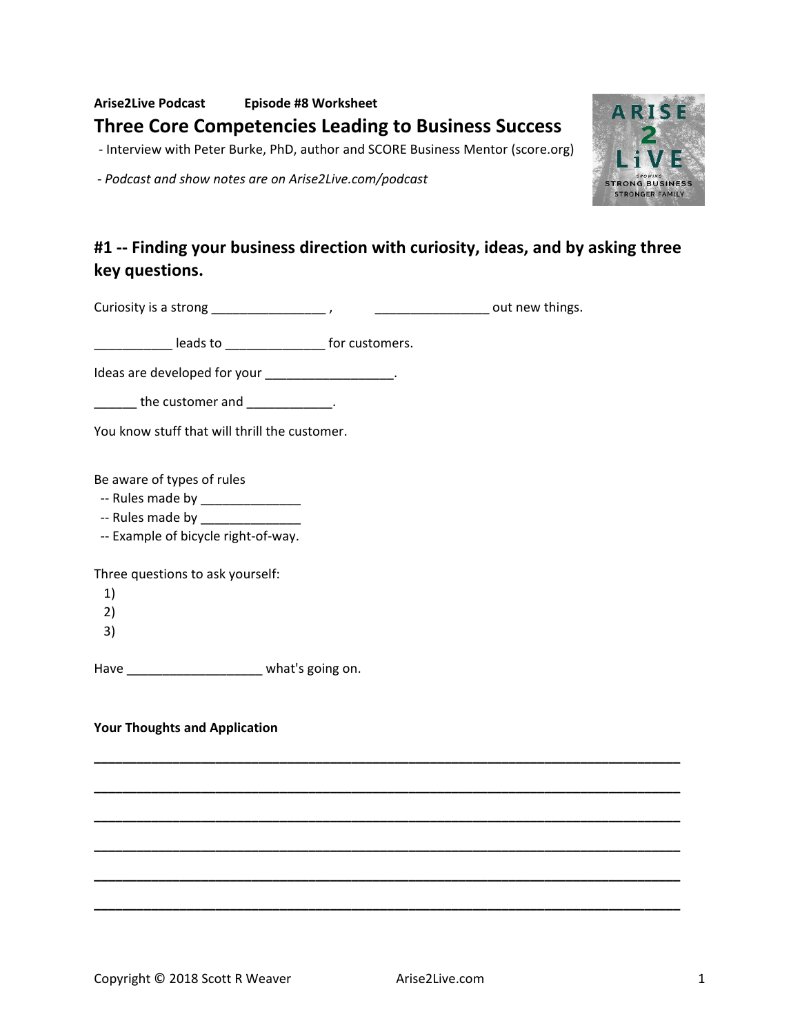**Arise2Live Podcast** **Episode #8 Worksheet**

# Three Core Competencies Leading to Business Success

- Interview with Peter Burke, PhD, author and SCORE Business Mentor (score.org)

- *Podcast and show notes are on Arise2Live.com/podcast*

## #1 -- Finding your business direction with curiosity, ideas, and by asking three key questions.

Curiosity is a strong ________________ , ________________ out new things.

___________ leads to ______________ for customers.

Ideas are developed for your __________________.

______ the customer and ____________.

You know stuff that will thrill the customer.

Be aware of types of rules
- -- Rules made by ______________
- -- Rules made by ______________
- -- Example of bicycle right-of-way.

Three questions to ask yourself:
1) 
2) 
3) 

Have ___________________ what's going on.

**Your Thoughts and Application**

________________________________________________________________________________

________________________________________________________________________________

________________________________________________________________________________

________________________________________________________________________________

________________________________________________________________________________

________________________________________________________________________________

Copyright © 2018 Scott R Weaver Arise2Live.com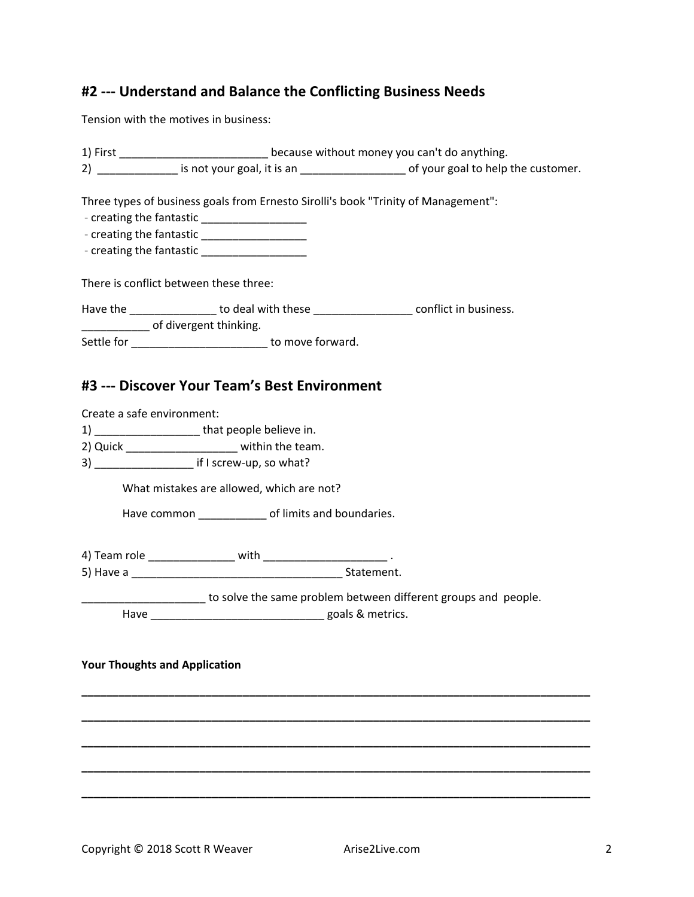## #2 --- Understand and Balance the Conflicting Business Needs

Tension with the motives in business:

1) First ________________________ because without money you can't do anything.
2) _____________ is not your goal, it is an _________________ of your goal to help the customer.

Three types of business goals from Ernesto Sirolli's book "Trinity of Management":

- creating the fantastic _________________
- creating the fantastic _________________
- creating the fantastic _________________

There is conflict between these three:

Have the ______________ to deal with these ________________ conflict in business.
___________ of divergent thinking.
Settle for ______________________ to move forward.

## #3 --- Discover Your Team's Best Environment

Create a safe environment:

1) _________________ that people believe in.
2) Quick __________________ within the team.
3) ________________ if I screw-up, so what?

What mistakes are allowed, which are not?

Have common ___________ of limits and boundaries.

4) Team role ______________ with ____________________ .
5) Have a ___________________________________ Statement.

____________________ to solve the same problem between different groups and people.

Have ____________________________ goals & metrics.

**Your Thoughts and Application**

________________________________________________________________________________

________________________________________________________________________________

________________________________________________________________________________

________________________________________________________________________________

________________________________________________________________________________

Copyright © 2018 Scott R Weaver Arise2Live.com